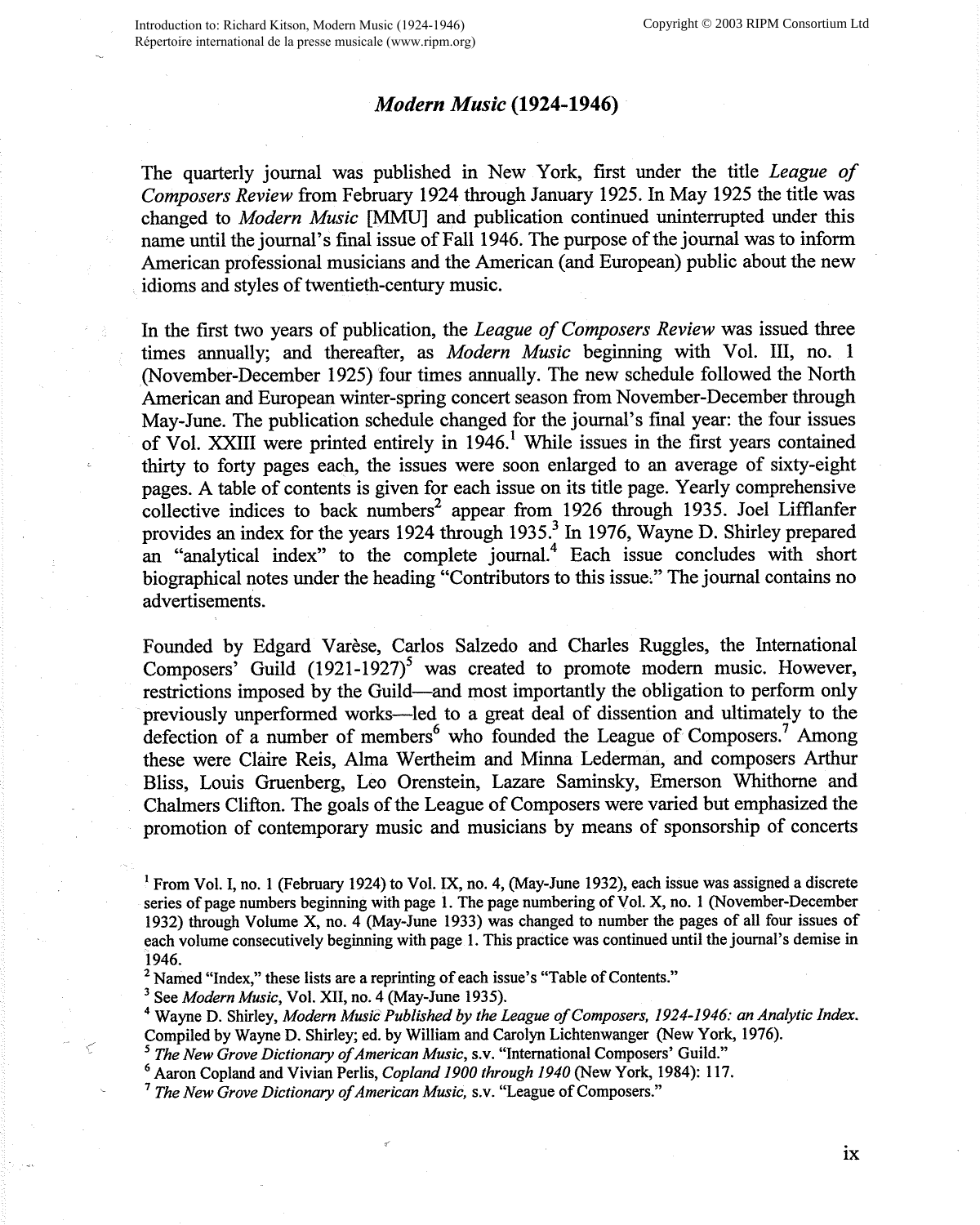# *Modern Music* (1924-1946)

The quarterly journal was published in New York, first under the title *League of Composers Review* from February 1924 through January 1925. In May 1925 the title was changed to *Modern Music* [MMU] and publication continued uninterrupted under this name until the journal's final issue of Fall 1946. The purpose of the journal was to inform American professional musicians and the American (and European) public about the new idioms and styles of twentieth-century music.

In the first two years of publication, the *League of Composers Review* was issued three times annually; and thereafter, as *Modern Music* beginning with Vol. III, no. 1 (November-December 1925) four times annually. The new schedule followed the North American and European winter-spring concert season from November-December through May-June. The publication schedule changed for the journal's final year: the four issues of Vol. XXIII were printed entirely in 1946.[1] While issues in the first years contained thirty to forty pages each, the issues were soon enlarged to an average of sixty-eight pages. A table of contents is given for each issue on its title page. Yearly comprehensive collective indices to back numbers[2] appear from 1926 through 1935. Joel Lifflanfer provides an index for the years 1924 through 1935.[3] In 1976, Wayne D. Shirley prepared an "analytical index" to the complete journal.[4] Each issue concludes with short biographical notes under the heading "Contributors to this issue." The journal contains no advertisements.

Founded by Edgard Varèse, Carlos Salzedo and Charles Ruggles, the International Composers' Guild (1921-1927)[5] was created to promote modern music. However, restrictions imposed by the Guild—and most importantly the obligation to perform only previously unperformed works—led to a great deal of dissention and ultimately to the defection of a number of members[6] who founded the League of Composers.[7] Among these were Claire Reis, Alma Wertheim and Minna Lederman, and composers Arthur Bliss, Louis Gruenberg, Leo Orenstein, Lazare Saminsky, Emerson Whithorne and Chalmers Clifton. The goals of the League of Composers were varied but emphasized the promotion of contemporary music and musicians by means of sponsorship of concerts

[1] From Vol. I, no. 1 (February 1924) to Vol. IX, no. 4, (May-June 1932), each issue was assigned a discrete series of page numbers beginning with page 1. The page numbering of Vol. X, no. 1 (November-December 1932) through Volume X, no. 4 (May-June 1933) was changed to number the pages of all four issues of each volume consecutively beginning with page 1. This practice was continued until the journal's demise in 1946.

[2] Named "Index," these lists are a reprinting of each issue's "Table of Contents."

[3] See *Modern Music*, Vol. XII, no. 4 (May-June 1935).

[4] Wayne D. Shirley, *Modern Music Published by the League of Composers, 1924-1946: an Analytic Index.* Compiled by Wayne D. Shirley; ed. by William and Carolyn Lichtenwanger (New York, 1976).

[5] *The New Grove Dictionary of American Music*, s.v. "International Composers' Guild."

[6] Aaron Copland and Vivian Perlis, *Copland 1900 through 1940* (New York, 1984): 117.

[7] *The New Grove Dictionary of American Music,* s.v. "League of Composers."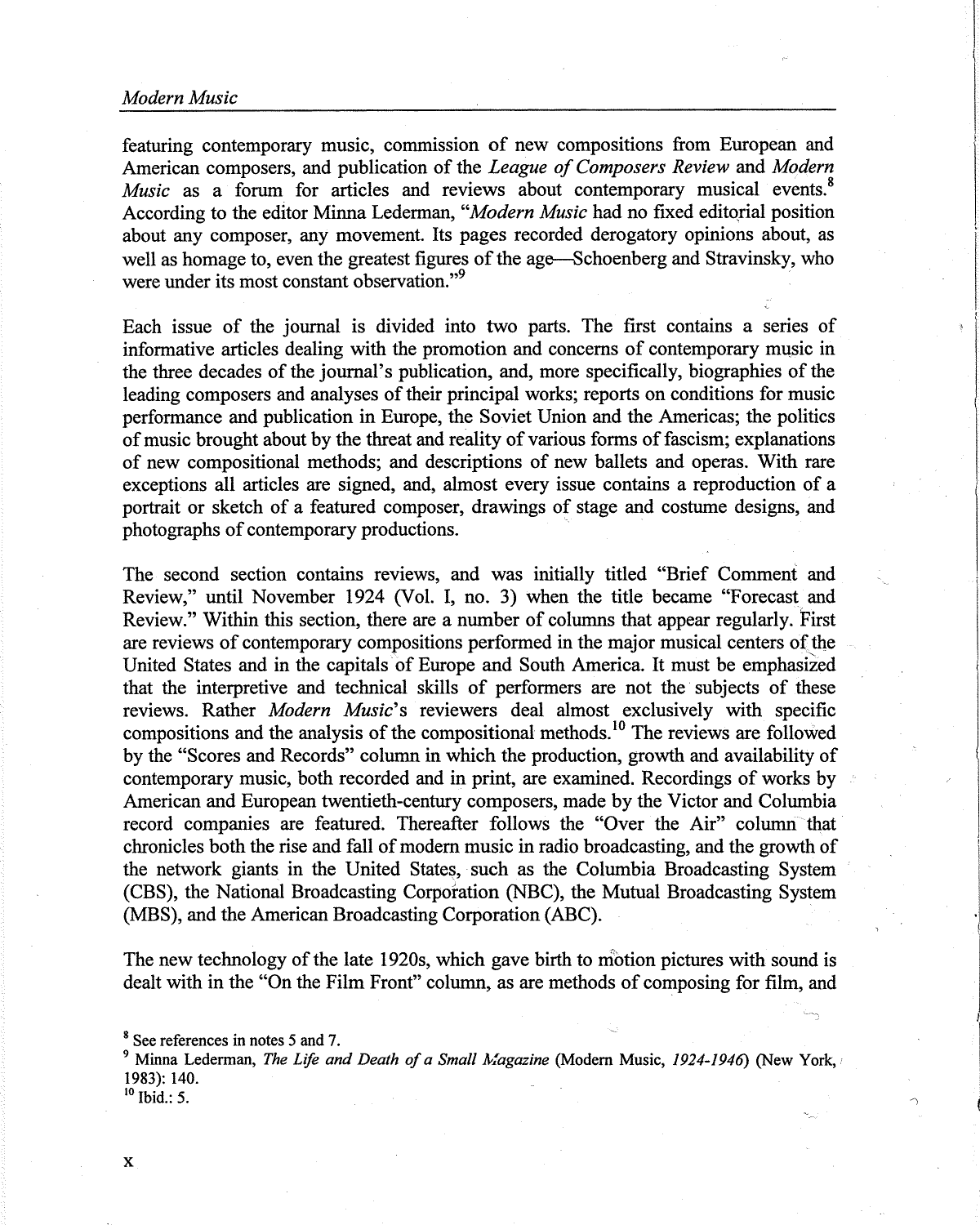featuring contemporary music, commission of new compositions from European and American composers, and publication of the *League of Composers Review* and *Modern Music* as a forum for articles and reviews about contemporary musical events.[8] According to the editor Minna Lederman, "*Modern Music* had no fixed editorial position about any composer, any movement. Its pages recorded derogatory opinions about, as well as homage to, even the greatest figures of the age—Schoenberg and Stravinsky, who were under its most constant observation."[9]

Each issue of the journal is divided into two parts. The first contains a series of informative articles dealing with the promotion and concerns of contemporary music in the three decades of the journal's publication, and, more specifically, biographies of the leading composers and analyses of their principal works; reports on conditions for music performance and publication in Europe, the Soviet Union and the Americas; the politics of music brought about by the threat and reality of various forms of fascism; explanations of new compositional methods; and descriptions of new ballets and operas. With rare exceptions all articles are signed, and, almost every issue contains a reproduction of a portrait or sketch of a featured composer, drawings of stage and costume designs, and photographs of contemporary productions.

The second section contains reviews, and was initially titled "Brief Comment and Review," until November 1924 (Vol. I, no. 3) when the title became "Forecast and Review." Within this section, there are a number of columns that appear regularly. First are reviews of contemporary compositions performed in the major musical centers of the United States and in the capitals of Europe and South America. It must be emphasized that the interpretive and technical skills of performers are not the subjects of these reviews. Rather *Modern Music*'s reviewers deal almost exclusively with specific compositions and the analysis of the compositional methods.[10] The reviews are followed by the "Scores and Records" column in which the production, growth and availability of contemporary music, both recorded and in print, are examined. Recordings of works by American and European twentieth-century composers, made by the Victor and Columbia record companies are featured. Thereafter follows the "Over the Air" column that chronicles both the rise and fall of modern music in radio broadcasting, and the growth of the network giants in the United States, such as the Columbia Broadcasting System (CBS), the National Broadcasting Corporation (NBC), the Mutual Broadcasting System (MBS), and the American Broadcasting Corporation (ABC).

The new technology of the late 1920s, which gave birth to motion pictures with sound is dealt with in the "On the Film Front" column, as are methods of composing for film, and

[8] See references in notes 5 and 7.

[9] Minna Lederman, *The Life and Death of a Small Magazine* (Modern Music, *1924-1946*) (New York, 1983): 140.

[10] Ibid.: 5.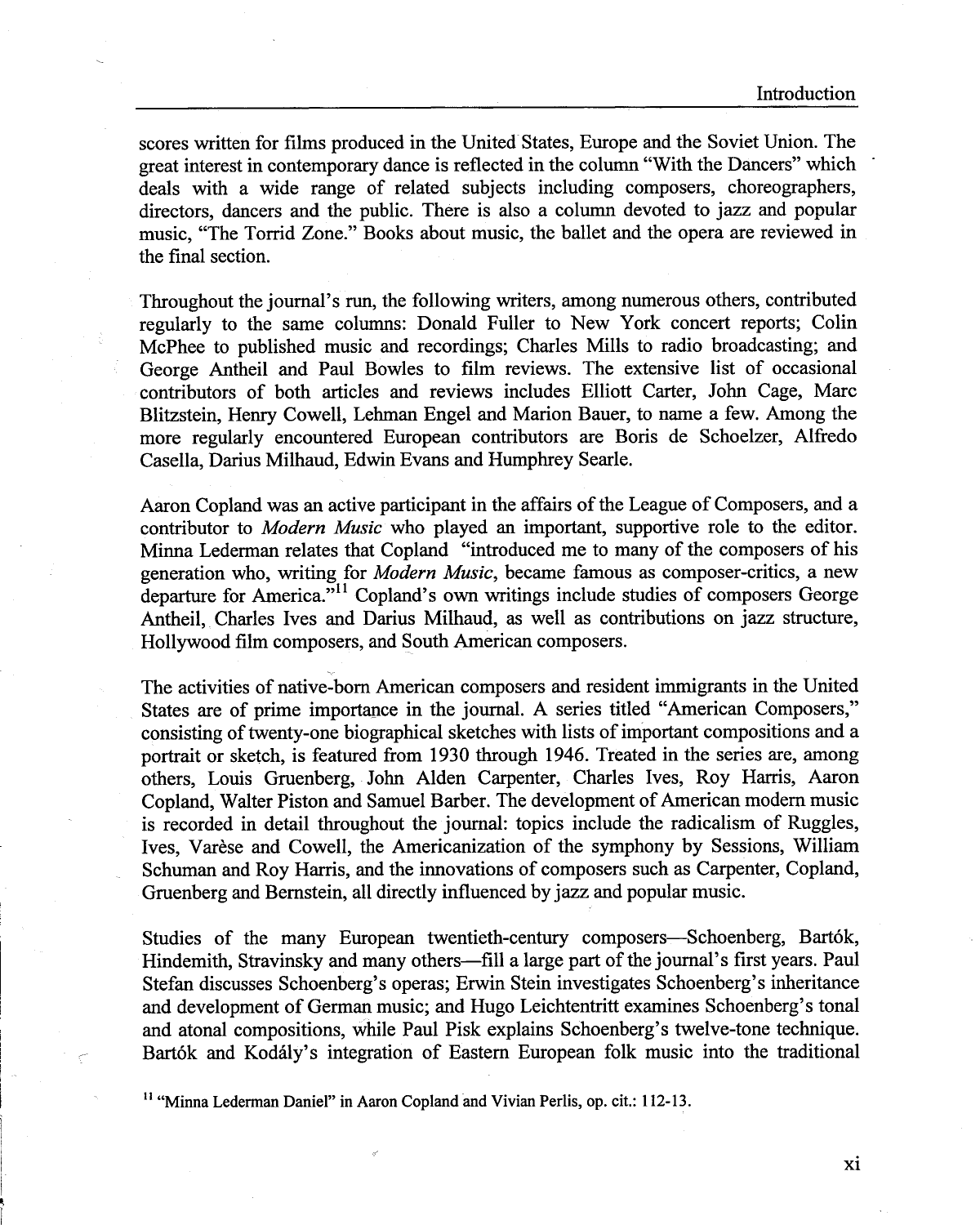scores written for films produced in the United States, Europe and the Soviet Union. The great interest in contemporary dance is reflected in the column "With the Dancers" which deals with a wide range of related subjects including composers, choreographers, directors, dancers and the public. There is also a column devoted to jazz and popular music, "The Torrid Zone." Books about music, the ballet and the opera are reviewed in the final section.

Throughout the journal's run, the following writers, among numerous others, contributed regularly to the same columns: Donald Fuller to New York concert reports; Colin McPhee to published music and recordings; Charles Mills to radio broadcasting; and George Antheil and Paul Bowles to film reviews. The extensive list of occasional contributors of both articles and reviews includes Elliott Carter, John Cage, Marc Blitzstein, Henry Cowell, Lehman Engel and Marion Bauer, to name a few. Among the more regularly encountered European contributors are Boris de Schoelzer, Alfredo Casella, Darius Milhaud, Edwin Evans and Humphrey Searle.

Aaron Copland was an active participant in the affairs of the League of Composers, and a contributor to *Modern Music* who played an important, supportive role to the editor. Minna Lederman relates that Copland "introduced me to many of the composers of his generation who, writing for *Modern Music*, became famous as composer-critics, a new departure for America."[11] Copland's own writings include studies of composers George Antheil, Charles Ives and Darius Milhaud, as well as contributions on jazz structure, Hollywood film composers, and South American composers.

The activities of native-born American composers and resident immigrants in the United States are of prime importance in the journal. A series titled "American Composers," consisting of twenty-one biographical sketches with lists of important compositions and a portrait or sketch, is featured from 1930 through 1946. Treated in the series are, among others, Louis Gruenberg, John Alden Carpenter, Charles Ives, Roy Harris, Aaron Copland, Walter Piston and Samuel Barber. The development of American modern music is recorded in detail throughout the journal: topics include the radicalism of Ruggles, Ives, Varèse and Cowell, the Americanization of the symphony by Sessions, William Schuman and Roy Harris, and the innovations of composers such as Carpenter, Copland, Gruenberg and Bernstein, all directly influenced by jazz and popular music.

Studies of the many European twentieth-century composers—Schoenberg, Bartók, Hindemith, Stravinsky and many others—fill a large part of the journal's first years. Paul Stefan discusses Schoenberg's operas; Erwin Stein investigates Schoenberg's inheritance and development of German music; and Hugo Leichtentritt examines Schoenberg's tonal and atonal compositions, while Paul Pisk explains Schoenberg's twelve-tone technique. Bartók and Kodály's integration of Eastern European folk music into the traditional

[11] "Minna Lederman Daniel" in Aaron Copland and Vivian Perlis, op. cit.: 112-13.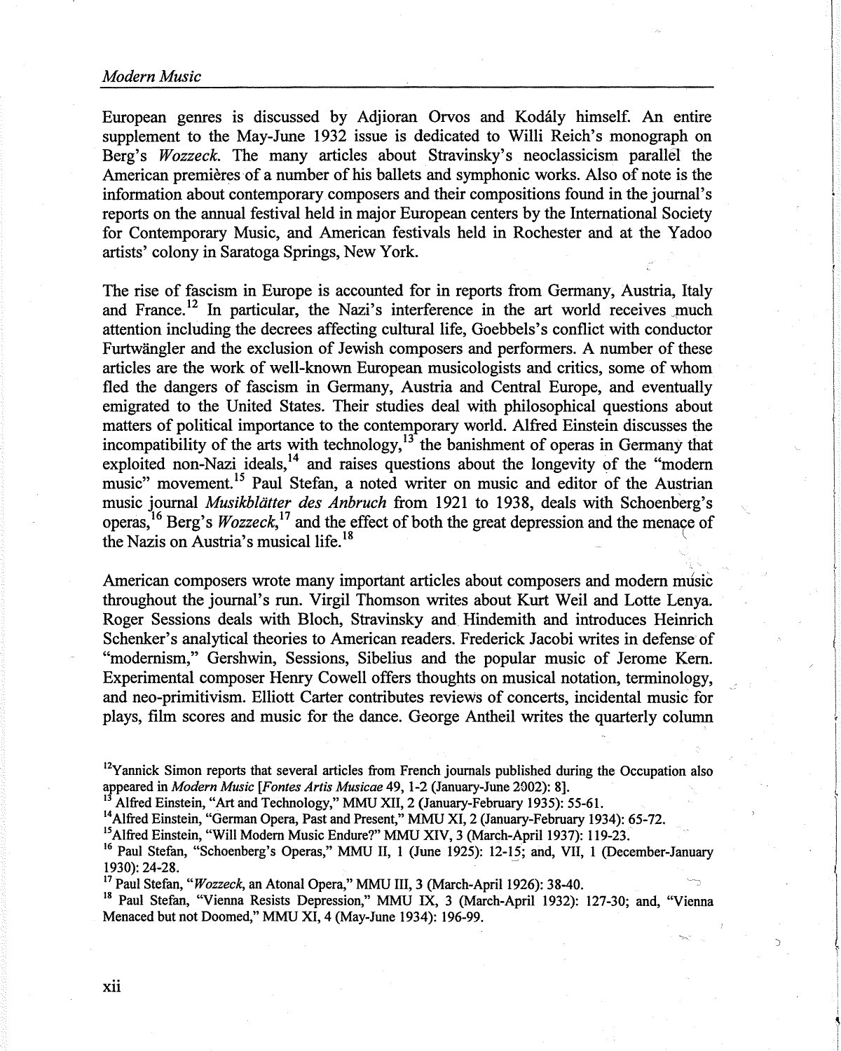European genres is discussed by Adjioran Orvos and Kodály himself. An entire supplement to the May-June 1932 issue is dedicated to Willi Reich's monograph on Berg's *Wozzeck*. The many articles about Stravinsky's neoclassicism parallel the American premières of a number of his ballets and symphonic works. Also of note is the information about contemporary composers and their compositions found in the journal's reports on the annual festival held in major European centers by the International Society for Contemporary Music, and American festivals held in Rochester and at the Yadoo artists' colony in Saratoga Springs, New York.

The rise of fascism in Europe is accounted for in reports from Germany, Austria, Italy and France.[12] In particular, the Nazi's interference in the art world receives much attention including the decrees affecting cultural life, Goebbels's conflict with conductor Furtwängler and the exclusion of Jewish composers and performers. A number of these articles are the work of well-known European musicologists and critics, some of whom fled the dangers of fascism in Germany, Austria and Central Europe, and eventually emigrated to the United States. Their studies deal with philosophical questions about matters of political importance to the contemporary world. Alfred Einstein discusses the incompatibility of the arts with technology,[13] the banishment of operas in Germany that exploited non-Nazi ideals,[14] and raises questions about the longevity of the "modern music" movement.[15] Paul Stefan, a noted writer on music and editor of the Austrian music journal *Musikblätter des Anbruch* from 1921 to 1938, deals with Schoenberg's operas,[16] Berg's *Wozzeck*,[17] and the effect of both the great depression and the menace of the Nazis on Austria's musical life.[18]

American composers wrote many important articles about composers and modern music throughout the journal's run. Virgil Thomson writes about Kurt Weil and Lotte Lenya. Roger Sessions deals with Bloch, Stravinsky and Hindemith and introduces Heinrich Schenker's analytical theories to American readers. Frederick Jacobi writes in defense of "modernism," Gershwin, Sessions, Sibelius and the popular music of Jerome Kern. Experimental composer Henry Cowell offers thoughts on musical notation, terminology, and neo-primitivism. Elliott Carter contributes reviews of concerts, incidental music for plays, film scores and music for the dance. George Antheil writes the quarterly column

[12] Yannick Simon reports that several articles from French journals published during the Occupation also appeared in *Modern Music* [*Fontes Artis Musicae* 49, 1-2 (January-June 2002): 8].

[13] Alfred Einstein, "Art and Technology," MMU XII, 2 (January-February 1935): 55-61.

[14] Alfred Einstein, "German Opera, Past and Present," MMU XI, 2 (January-February 1934): 65-72.

[15] Alfred Einstein, "Will Modern Music Endure?" MMU XIV, 3 (March-April 1937): 119-23.

[16] Paul Stefan, "Schoenberg's Operas," MMU II, 1 (June 1925): 12-15; and, VII, 1 (December-January 1930): 24-28.

[17] Paul Stefan, "*Wozzeck*, an Atonal Opera," MMU III, 3 (March-April 1926): 38-40.

[18] Paul Stefan, "Vienna Resists Depression," MMU IX, 3 (March-April 1932): 127-30; and, "Vienna Menaced but not Doomed," MMU XI, 4 (May-June 1934): 196-99.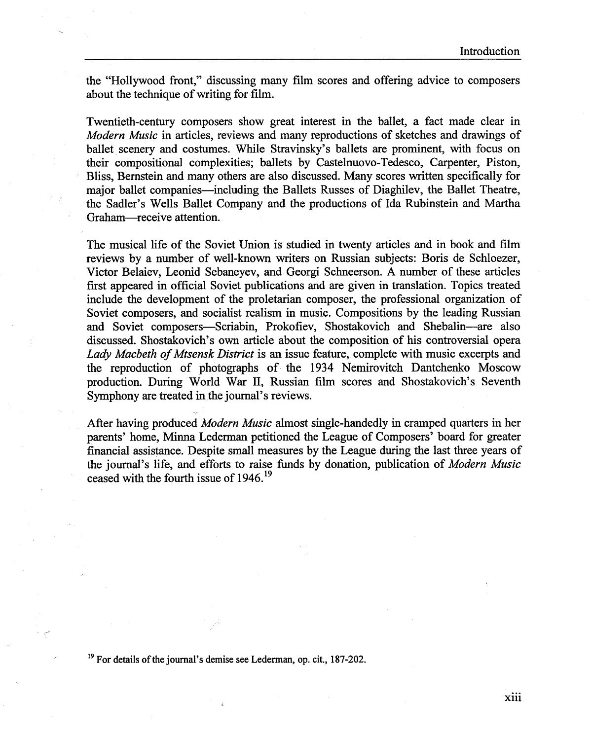the "Hollywood front," discussing many film scores and offering advice to composers about the technique of writing for film.

Twentieth-century composers show great interest in the ballet, a fact made clear in *Modern Music* in articles, reviews and many reproductions of sketches and drawings of ballet scenery and costumes. While Stravinsky's ballets are prominent, with focus on their compositional complexities; ballets by Castelnuovo-Tedesco, Carpenter, Piston, Bliss, Bernstein and many others are also discussed. Many scores written specifically for major ballet companies—including the Ballets Russes of Diaghilev, the Ballet Theatre, the Sadler's Wells Ballet Company and the productions of Ida Rubinstein and Martha Graham—receive attention.

The musical life of the Soviet Union is studied in twenty articles and in book and film reviews by a number of well-known writers on Russian subjects: Boris de Schloezer, Victor Belaiev, Leonid Sebaneyev, and Georgi Schneerson. A number of these articles first appeared in official Soviet publications and are given in translation. Topics treated include the development of the proletarian composer, the professional organization of Soviet composers, and socialist realism in music. Compositions by the leading Russian and Soviet composers—Scriabin, Prokofiev, Shostakovich and Shebalin—are also discussed. Shostakovich's own article about the composition of his controversial opera *Lady Macbeth of Mtsensk District* is an issue feature, complete with music excerpts and the reproduction of photographs of the 1934 Nemirovitch Dantchenko Moscow production. During World War II, Russian film scores and Shostakovich's Seventh Symphony are treated in the journal's reviews.

After having produced *Modern Music* almost single-handedly in cramped quarters in her parents' home, Minna Lederman petitioned the League of Composers' board for greater financial assistance. Despite small measures by the League during the last three years of the journal's life, and efforts to raise funds by donation, publication of *Modern Music* ceased with the fourth issue of 1946.[19]

[19] For details of the journal's demise see Lederman, op. cit., 187-202.